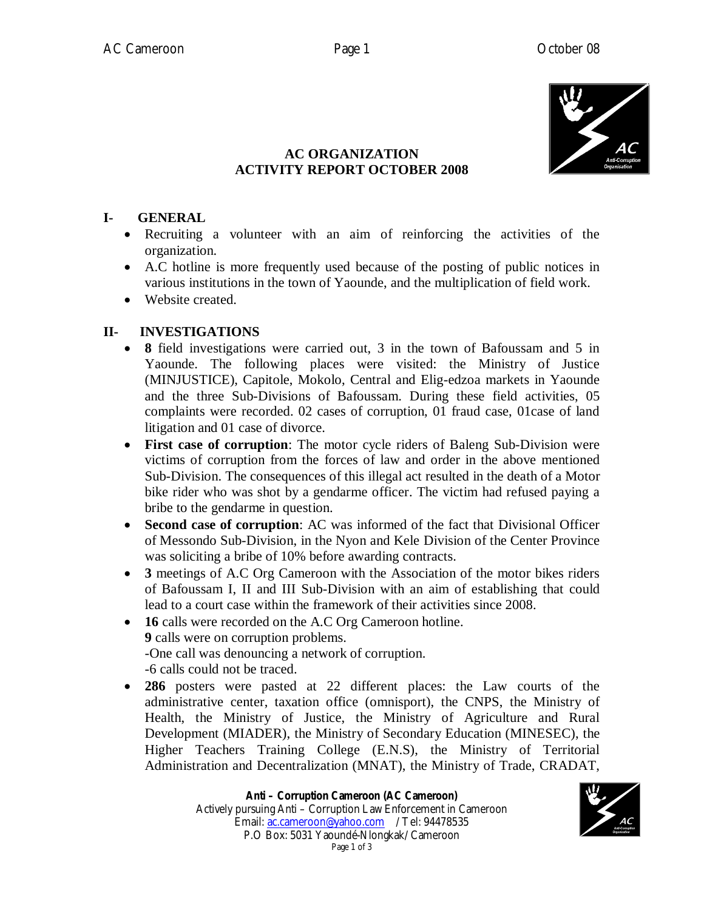**AC ORGANIZATION**
**ACTIVITY REPORT OCTOBER 2008**

## I- GENERAL

- Recruiting a volunteer with an aim of reinforcing the activities of the organization.
- A.C hotline is more frequently used because of the posting of public notices in various institutions in the town of Yaounde, and the multiplication of field work.
- Website created.

## II- INVESTIGATIONS

- **8** field investigations were carried out, 3 in the town of Bafoussam and 5 in Yaounde. The following places were visited: the Ministry of Justice (MINJUSTICE), Capitole, Mokolo, Central and Elig-edzoa markets in Yaounde and the three Sub-Divisions of Bafoussam. During these field activities, 05 complaints were recorded. 02 cases of corruption, 01 fraud case, 01case of land litigation and 01 case of divorce.
- **First case of corruption**: The motor cycle riders of Baleng Sub-Division were victims of corruption from the forces of law and order in the above mentioned Sub-Division. The consequences of this illegal act resulted in the death of a Motor bike rider who was shot by a gendarme officer. The victim had refused paying a bribe to the gendarme in question.
- **Second case of corruption**: AC was informed of the fact that Divisional Officer of Messondo Sub-Division, in the Nyon and Kele Division of the Center Province was soliciting a bribe of 10% before awarding contracts.
- **3** meetings of A.C Org Cameroon with the Association of the motor bikes riders of Bafoussam I, II and III Sub-Division with an aim of establishing that could lead to a court case within the framework of their activities since 2008.
- **16** calls were recorded on the A.C Org Cameroon hotline.
  **9** calls were on corruption problems.
  -One call was denouncing a network of corruption.
  -6 calls could not be traced.
- **286** posters were pasted at 22 different places: the Law courts of the administrative center, taxation office (omnisport), the CNPS, the Ministry of Health, the Ministry of Justice, the Ministry of Agriculture and Rural Development (MIADER), the Ministry of Secondary Education (MINESEC), the Higher Teachers Training College (E.N.S), the Ministry of Territorial Administration and Decentralization (MNAT), the Ministry of Trade, CRADAT,

**Anti – Corruption Cameroon (AC Cameroon)**
Actively pursuing Anti – Corruption Law Enforcement in Cameroon
Email: ac.cameroon@yahoo.com / Tel: 94478535
P.O Box: 5031 Yaoundé-Nlongkak/ Cameroon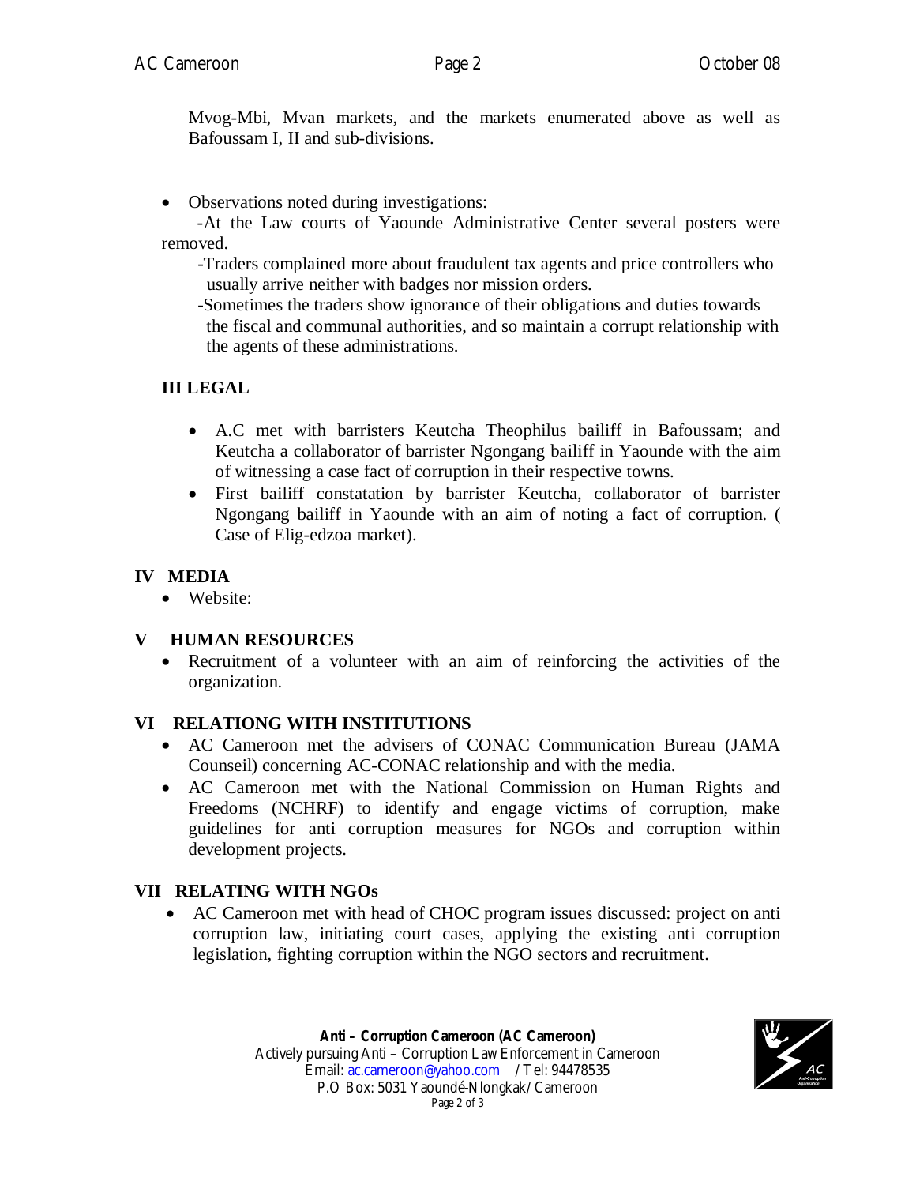Mvog-Mbi, Mvan markets, and the markets enumerated above as well as Bafoussam I, II and sub-divisions.

- Observations noted during investigations:

  -At the Law courts of Yaounde Administrative Center several posters were removed.

  -Traders complained more about fraudulent tax agents and price controllers who usually arrive neither with badges nor mission orders.

  -Sometimes the traders show ignorance of their obligations and duties towards the fiscal and communal authorities, and so maintain a corrupt relationship with the agents of these administrations.

## III LEGAL

- A.C met with barristers Keutcha Theophilus bailiff in Bafoussam; and Keutcha a collaborator of barrister Ngongang bailiff in Yaounde with the aim of witnessing a case fact of corruption in their respective towns.
- First bailiff constatation by barrister Keutcha, collaborator of barrister Ngongang bailiff in Yaounde with an aim of noting a fact of corruption. ( Case of Elig-edzoa market).

## IV MEDIA

- Website:

## V HUMAN RESOURCES

- Recruitment of a volunteer with an aim of reinforcing the activities of the organization.

## VI RELATIONG WITH INSTITUTIONS

- AC Cameroon met the advisers of CONAC Communication Bureau (JAMA Counseil) concerning AC-CONAC relationship and with the media.
- AC Cameroon met with the National Commission on Human Rights and Freedoms (NCHRF) to identify and engage victims of corruption, make guidelines for anti corruption measures for NGOs and corruption within development projects.

## VII RELATING WITH NGOs

- AC Cameroon met with head of CHOC program issues discussed: project on anti corruption law, initiating court cases, applying the existing anti corruption legislation, fighting corruption within the NGO sectors and recruitment.

**Anti – Corruption Cameroon (AC Cameroon)**
Actively pursuing Anti – Corruption Law Enforcement in Cameroon
Email: ac.cameroon@yahoo.com / Tel: 94478535
P.O Box: 5031 Yaoundé-Nlongkak/ Cameroon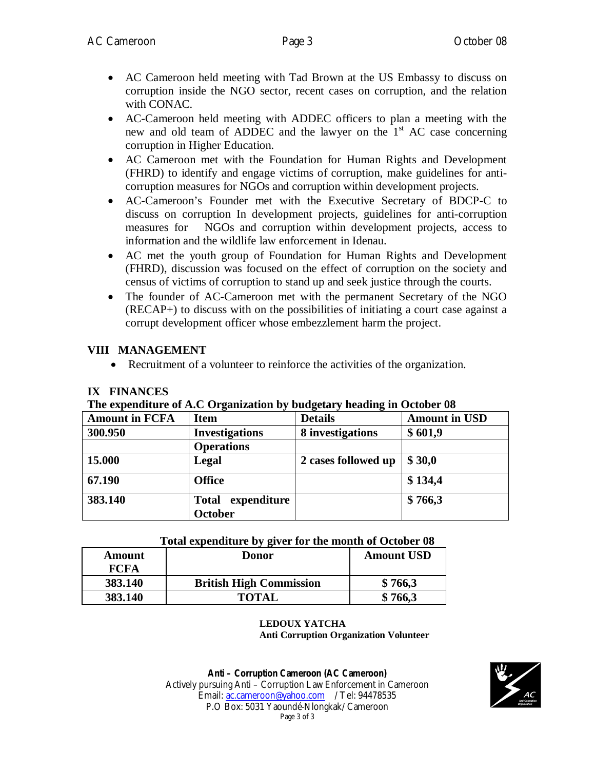- AC Cameroon held meeting with Tad Brown at the US Embassy to discuss on corruption inside the NGO sector, recent cases on corruption, and the relation with CONAC.
- AC-Cameroon held meeting with ADDEC officers to plan a meeting with the new and old team of ADDEC and the lawyer on the 1st AC case concerning corruption in Higher Education.
- AC Cameroon met with the Foundation for Human Rights and Development (FHRD) to identify and engage victims of corruption, make guidelines for anti-corruption measures for NGOs and corruption within development projects.
- AC-Cameroon's Founder met with the Executive Secretary of BDCP-C to discuss on corruption In development projects, guidelines for anti-corruption measures for NGOs and corruption within development projects, access to information and the wildlife law enforcement in Idenau.
- AC met the youth group of Foundation for Human Rights and Development (FHRD), discussion was focused on the effect of corruption on the society and census of victims of corruption to stand up and seek justice through the courts.
- The founder of AC-Cameroon met with the permanent Secretary of the NGO (RECAP+) to discuss with on the possibilities of initiating a court case against a corrupt development officer whose embezzlement harm the project.

## VIII MANAGEMENT

- Recruitment of a volunteer to reinforce the activities of the organization.

## IX FINANCES

**The expenditure of A.C Organization by budgetary heading in October 08**

| Amount in FCFA | Item | Details | Amount in USD |
|---|---|---|---|
| 300.950 | Investigations | 8 investigations | $ 601,9 |
| | Operations | | |
| 15.000 | Legal | 2 cases followed up | $ 30,0 |
| 67.190 | Office | | $ 134,4 |
| 383.140 | Total expenditure October | | $ 766,3 |

**Total expenditure by giver for the month of October 08**

| Amount FCFA | Donor | Amount USD |
|---|---|---|
| 383.140 | British High Commission | $ 766,3 |
| 383.140 | TOTAL | $ 766,3 |

**LEDOUX YATCHA**
**Anti Corruption Organization Volunteer**

**Anti – Corruption Cameroon (AC Cameroon)**
Actively pursuing Anti – Corruption Law Enforcement in Cameroon
Email: ac.cameroon@yahoo.com / Tel: 94478535
P.O Box: 5031 Yaoundé-Nlongkak/ Cameroon